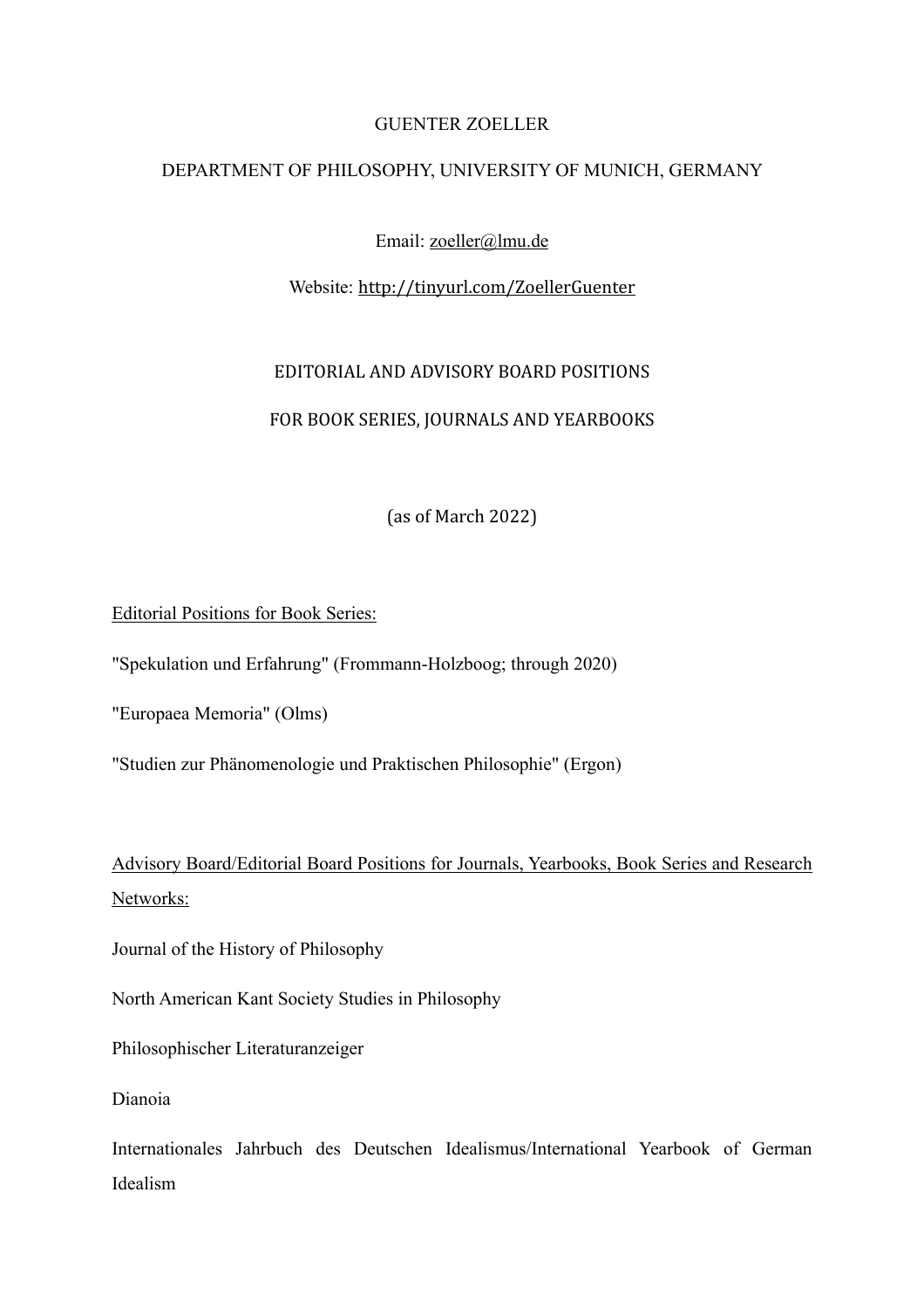GUENTER ZOELLER

DEPARTMENT OF PHILOSOPHY, UNIVERSITY OF MUNICH, GERMANY

Email: zoeller@lmu.de

Website: http://tinyurl.com/ZoellerGuenter

# EDITORIAL AND ADVISORY BOARD POSITIONS

# FOR BOOK SERIES, JOURNALS AND YEARBOOKS

(as of March 2022)

## Editorial Positions for Book Series:

"Spekulation und Erfahrung" (Frommann-Holzboog; through 2020)

"Europaea Memoria" (Olms)

"Studien zur Phänomenologie und Praktischen Philosophie" (Ergon)

## Advisory Board/Editorial Board Positions for Journals, Yearbooks, Book Series and Research Networks:

Journal of the History of Philosophy

North American Kant Society Studies in Philosophy

Philosophischer Literaturanzeiger

Dianoia

Internationales Jahrbuch des Deutschen Idealismus/International Yearbook of German Idealism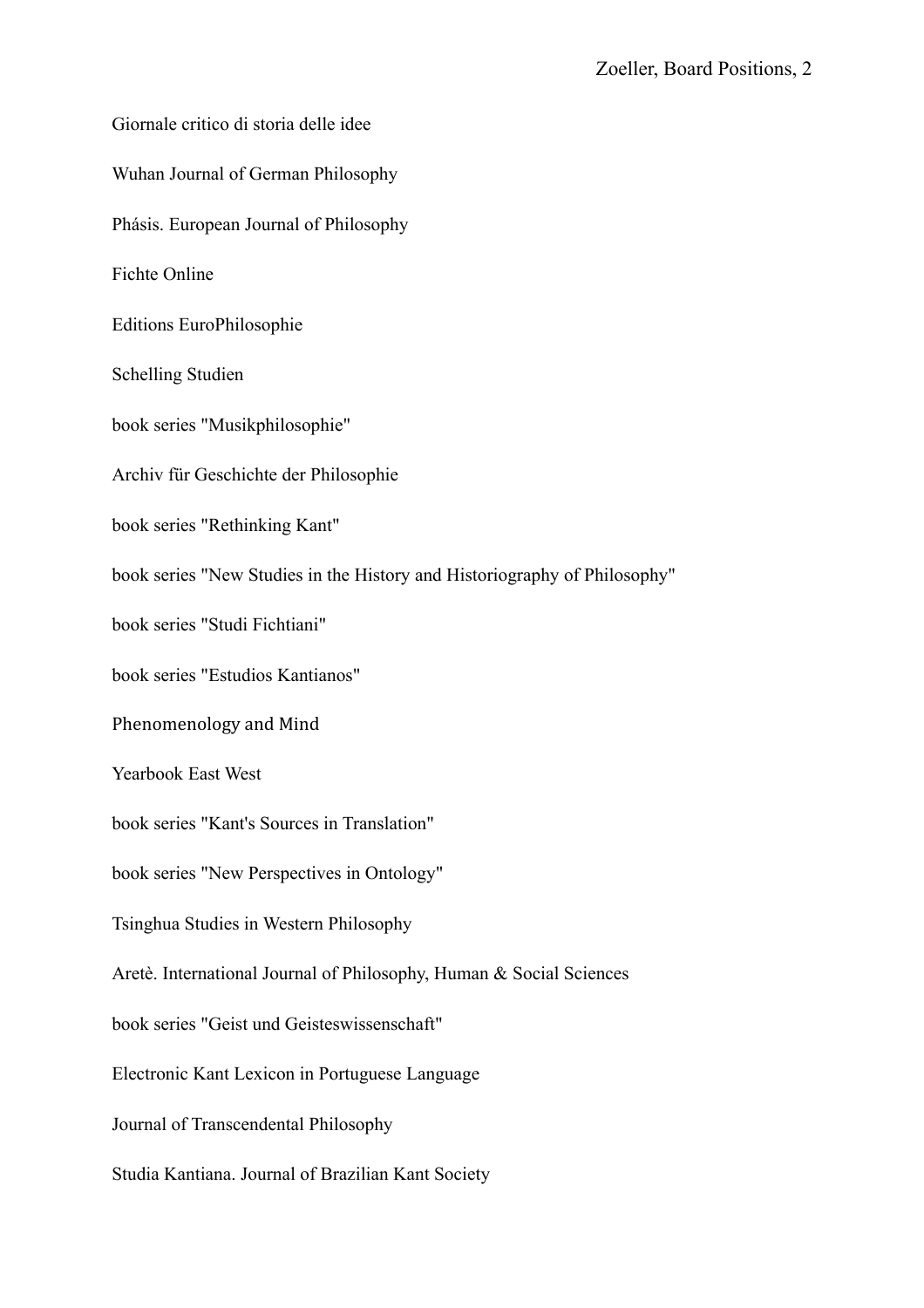Giornale critico di storia delle idee

Wuhan Journal of German Philosophy

Phásis. European Journal of Philosophy

Fichte Online

Editions EuroPhilosophie

Schelling Studien

book series "Musikphilosophie"

Archiv für Geschichte der Philosophie

book series "Rethinking Kant"

book series "New Studies in the History and Historiography of Philosophy"

book series "Studi Fichtiani"

book series "Estudios Kantianos"

Phenomenology and Mind

Yearbook East West

book series "Kant's Sources in Translation"

book series "New Perspectives in Ontology"

Tsinghua Studies in Western Philosophy

Aretè. International Journal of Philosophy, Human & Social Sciences

book series "Geist und Geisteswissenschaft"

Electronic Kant Lexicon in Portuguese Language

Journal of Transcendental Philosophy

Studia Kantiana. Journal of Brazilian Kant Society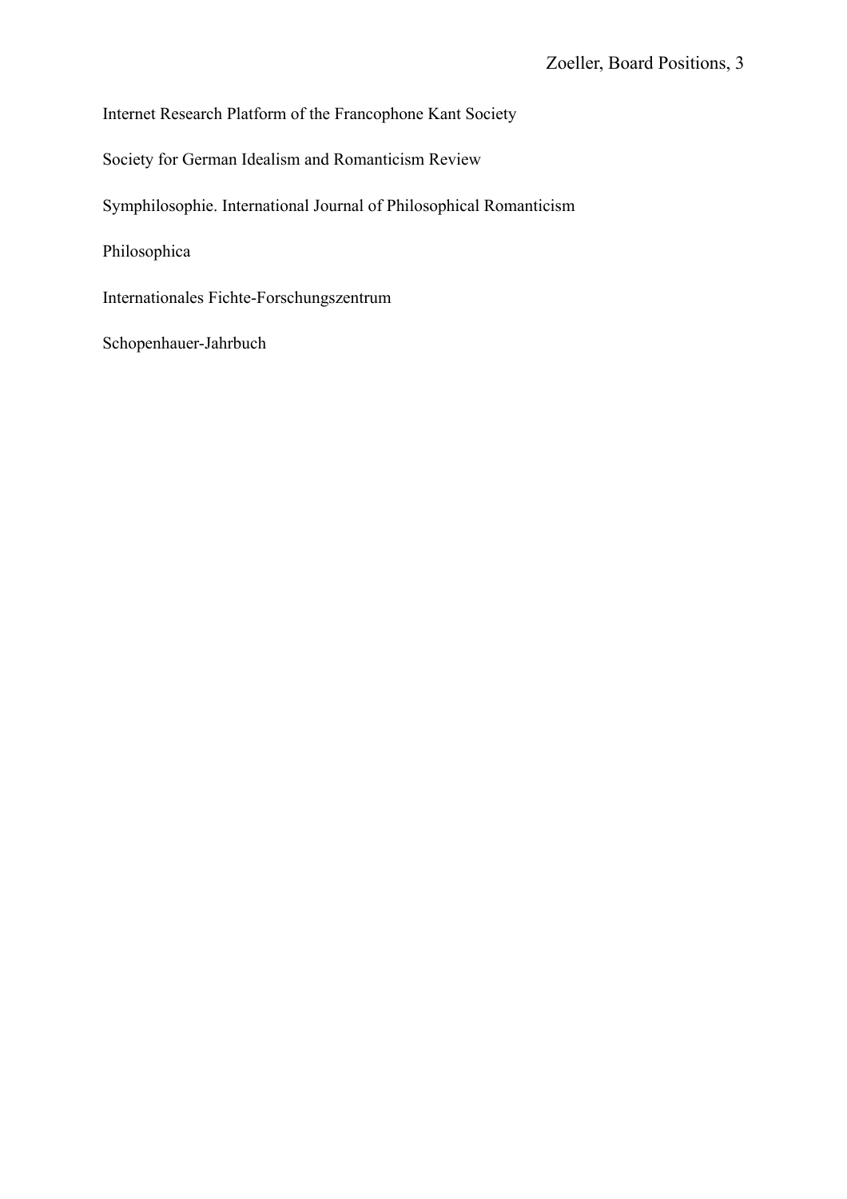Internet Research Platform of the Francophone Kant Society

Society for German Idealism and Romanticism Review

Symphilosophie. International Journal of Philosophical Romanticism

Philosophica

Internationales Fichte-Forschungszentrum

Schopenhauer-Jahrbuch